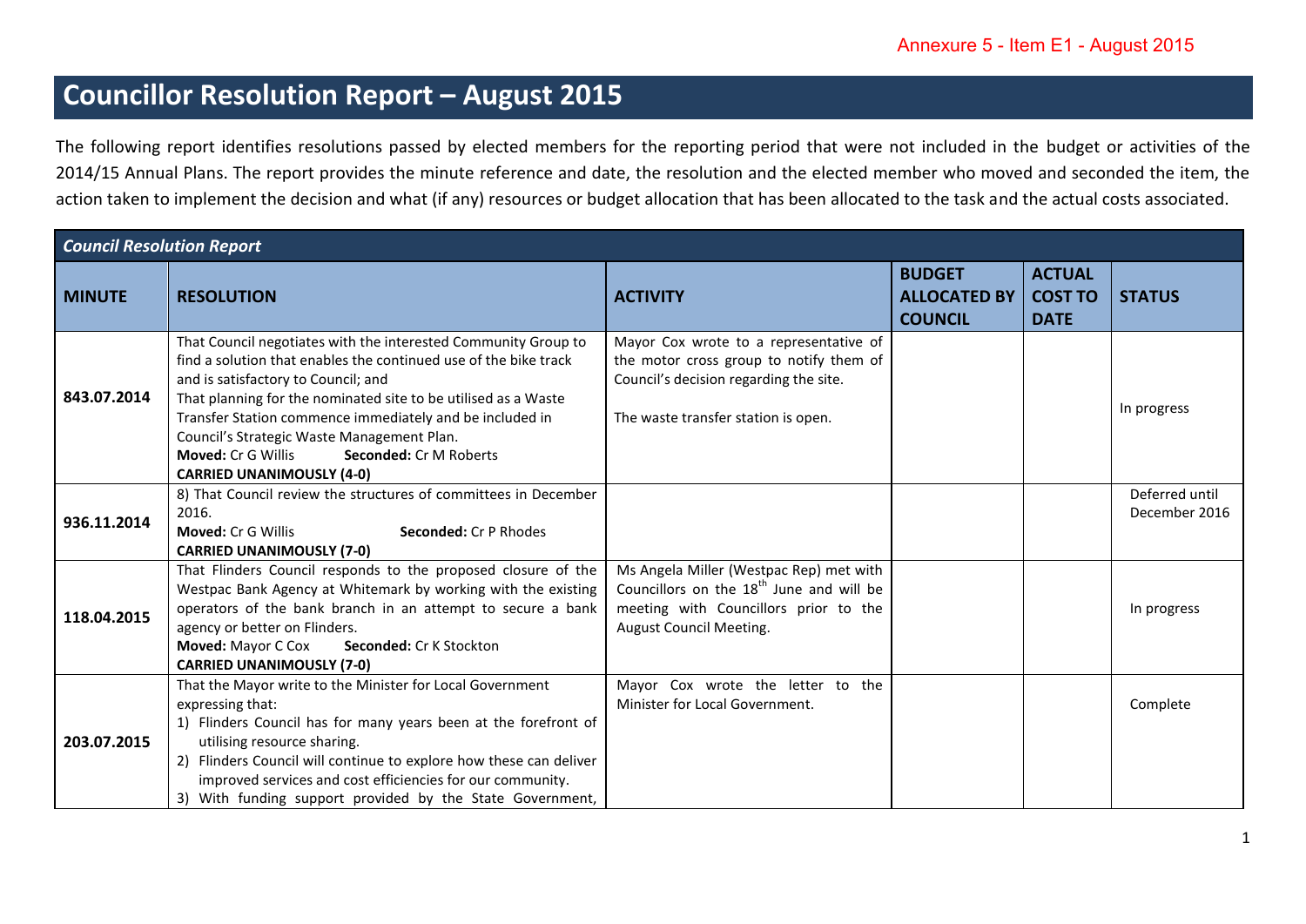Annexure 5 - Item E1 - August 2015

# Councillor Resolution Report – August 2015

The following report identifies resolutions passed by elected members for the reporting period that were not included in the budget or activities of the 2014/15 Annual Plans. The report provides the minute reference and date, the resolution and the elected member who moved and seconded the item, the action taken to implement the decision and what (if any) resources or budget allocation that has been allocated to the task and the actual costs associated.

| ***Council Resolution Report*** | | | | | |
|---|---|---|---|---|---|
| **MINUTE** | **RESOLUTION** | **ACTIVITY** | **BUDGET ALLOCATED BY COUNCIL** | **ACTUAL COST TO DATE** | **STATUS** |
| **843.07.2014** | That Council negotiates with the interested Community Group to find a solution that enables the continued use of the bike track and is satisfactory to Council; and<br>That planning for the nominated site to be utilised as a Waste Transfer Station commence immediately and be included in Council's Strategic Waste Management Plan.<br>**Moved:** Cr G Willis **Seconded:** Cr M Roberts<br>**CARRIED UNANIMOUSLY (4-0)** | Mayor Cox wrote to a representative of the motor cross group to notify them of Council's decision regarding the site.<br><br>The waste transfer station is open. | | | In progress |
| **936.11.2014** | 8) That Council review the structures of committees in December 2016.<br>**Moved:** Cr G Willis **Seconded:** Cr P Rhodes<br>**CARRIED UNANIMOUSLY (7-0)** | | | | Deferred until December 2016 |
| **118.04.2015** | That Flinders Council responds to the proposed closure of the Westpac Bank Agency at Whitemark by working with the existing operators of the bank branch in an attempt to secure a bank agency or better on Flinders.<br>**Moved:** Mayor C Cox **Seconded:** Cr K Stockton<br>**CARRIED UNANIMOUSLY (7-0)** | Ms Angela Miller (Westpac Rep) met with Councillors on the 18th June and will be meeting with Councillors prior to the August Council Meeting. | | | In progress |
| **203.07.2015** | That the Mayor write to the Minister for Local Government expressing that:<br>1) Flinders Council has for many years been at the forefront of utilising resource sharing.<br>2) Flinders Council will continue to explore how these can deliver improved services and cost efficiencies for our community.<br>3) With funding support provided by the State Government, | Mayor Cox wrote the letter to the Minister for Local Government. | | | Complete |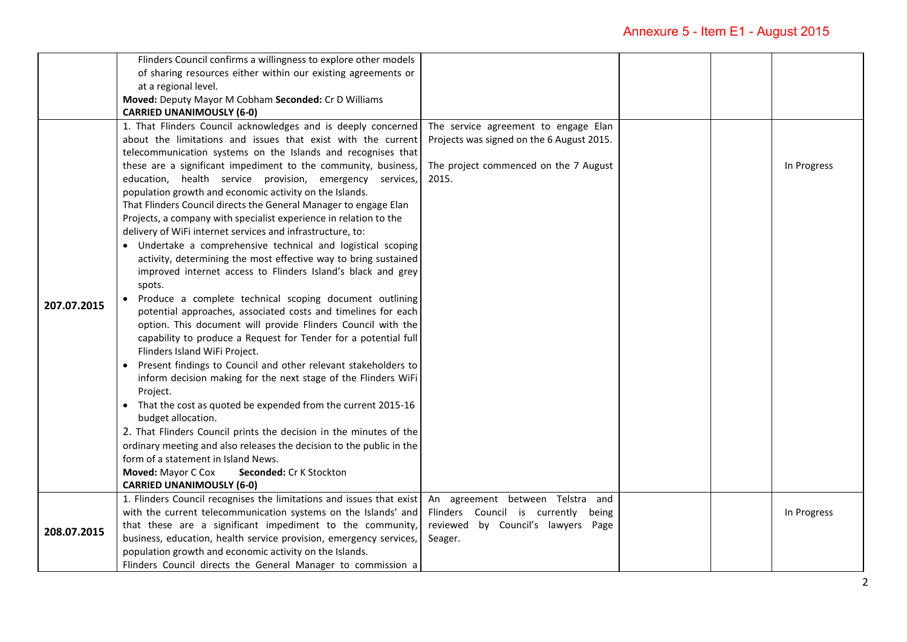| | | | | | |
|---|---|---|---|---|---|
| | Flinders Council confirms a willingness to explore other models of sharing resources either within our existing agreements or at a regional level.<br>**Moved:** Deputy Mayor M Cobham **Seconded:** Cr D Williams<br>**CARRIED UNANIMOUSLY (6-0)** | | | | |
| **207.07.2015** | 1. That Flinders Council acknowledges and is deeply concerned about the limitations and issues that exist with the current telecommunication systems on the Islands and recognises that these are a significant impediment to the community, business, education, health service provision, emergency services, population growth and economic activity on the Islands.<br>That Flinders Council directs the General Manager to engage Elan Projects, a company with specialist experience in relation to the delivery of WiFi internet services and infrastructure, to:<br>• Undertake a comprehensive technical and logistical scoping activity, determining the most effective way to bring sustained improved internet access to Flinders Island's black and grey spots.<br>• Produce a complete technical scoping document outlining potential approaches, associated costs and timelines for each option. This document will provide Flinders Council with the capability to produce a Request for Tender for a potential full Flinders Island WiFi Project.<br>• Present findings to Council and other relevant stakeholders to inform decision making for the next stage of the Flinders WiFi Project.<br>• That the cost as quoted be expended from the current 2015-16 budget allocation.<br>2. That Flinders Council prints the decision in the minutes of the ordinary meeting and also releases the decision to the public in the form of a statement in Island News.<br>**Moved:** Mayor C Cox **Seconded:** Cr K Stockton<br>**CARRIED UNANIMOUSLY (6-0)** | The service agreement to engage Elan Projects was signed on the 6 August 2015.<br><br>The project commenced on the 7 August 2015. | | | In Progress |
| **208.07.2015** | 1. Flinders Council recognises the limitations and issues that exist with the current telecommunication systems on the Islands' and that these are a significant impediment to the community, business, education, health service provision, emergency services, population growth and economic activity on the Islands.<br>Flinders Council directs the General Manager to commission a | An agreement between Telstra and Flinders Council is currently being reviewed by Council's lawyers Page Seager. | | | In Progress |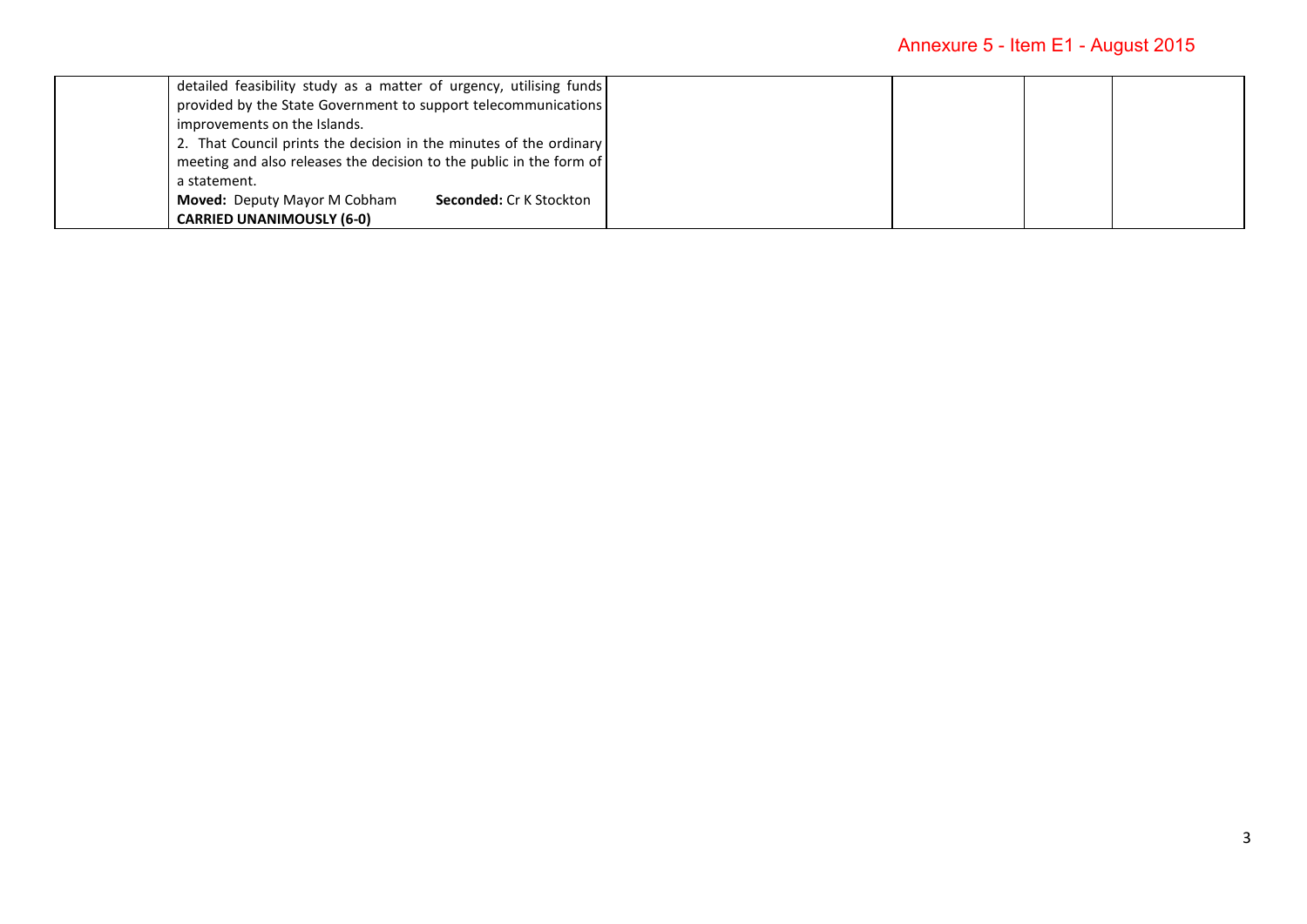| | | | | | |
|---|---|---|---|---|---|
| | detailed feasibility study as a matter of urgency, utilising funds provided by the State Government to support telecommunications improvements on the Islands.<br>2. That Council prints the decision in the minutes of the ordinary meeting and also releases the decision to the public in the form of a statement.<br>**Moved:** Deputy Mayor M Cobham **Seconded:** Cr K Stockton<br>**CARRIED UNANIMOUSLY (6-0)** | | | | |